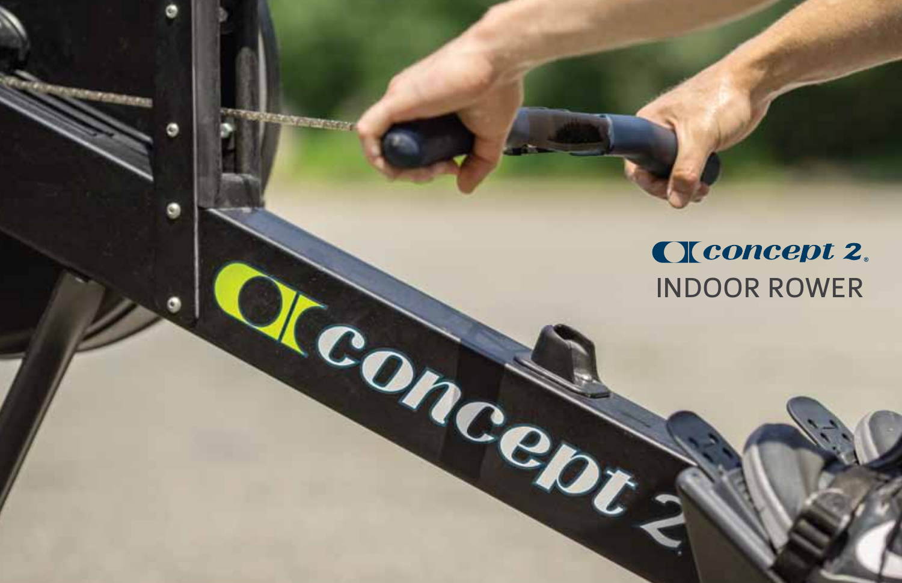# concept 2.

# INDOOR ROWER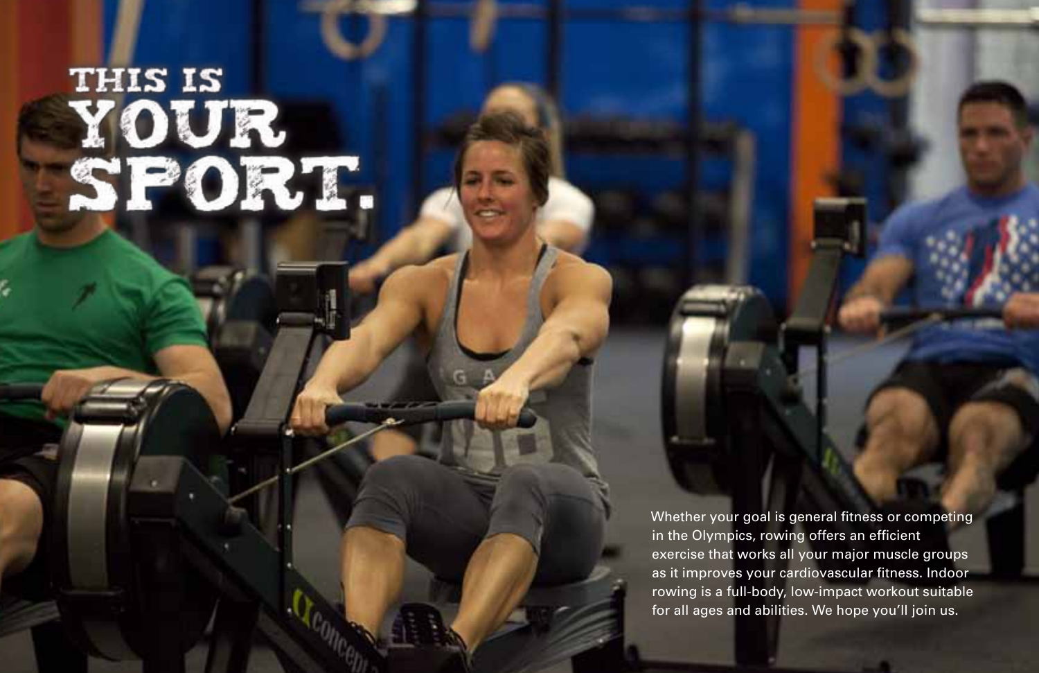# THIS IS YOUR SPORT.

Whether your goal is general fitness or competing in the Olympics, rowing offers an efficient exercise that works all your major muscle groups as it improves your cardiovascular fitness. Indoor rowing is a full-body, low-impact workout suitable for all ages and abilities. We hope you'll join us.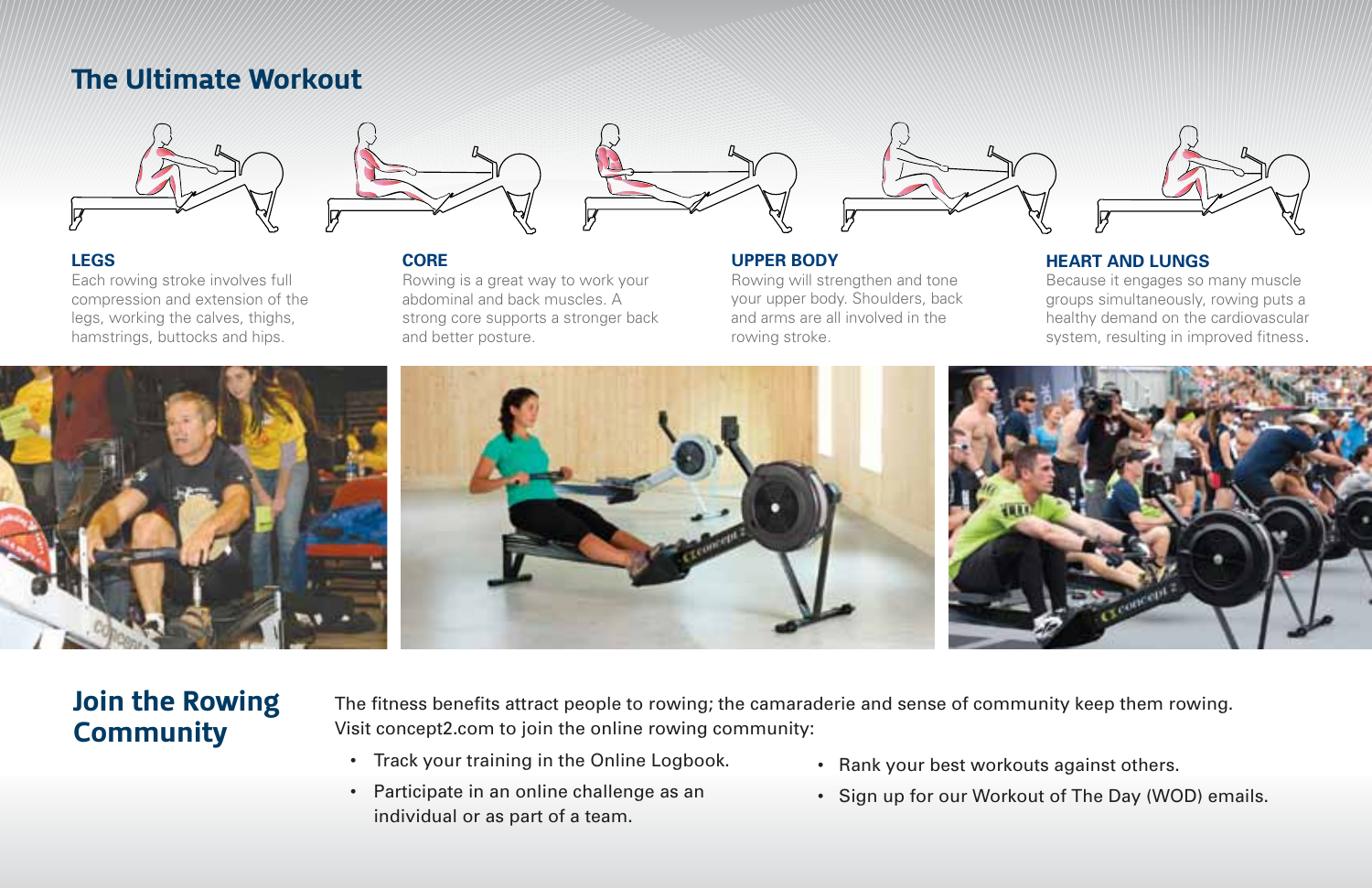## The Ultimate Workout

### LEGS

Each rowing stroke involves full compression and extension of the legs, working the calves, thighs, hamstrings, buttocks and hips.

### CORE

Rowing is a great way to work your abdominal and back muscles. A strong core supports a stronger back and better posture.

### UPPER BODY

Rowing will strengthen and tone your upper body. Shoulders, back and arms are all involved in the rowing stroke.

### HEART AND LUNGS

Because it engages so many muscle groups simultaneously, rowing puts a healthy demand on the cardiovascular system, resulting in improved fitness.

## Join the Rowing Community

The fitness benefits attract people to rowing; the camaraderie and sense of community keep them rowing. Visit concept2.com to join the online rowing community:

- Track your training in the Online Logbook.
- Participate in an online challenge as an individual or as part of a team.
- Rank your best workouts against others.
- Sign up for our Workout of The Day (WOD) emails.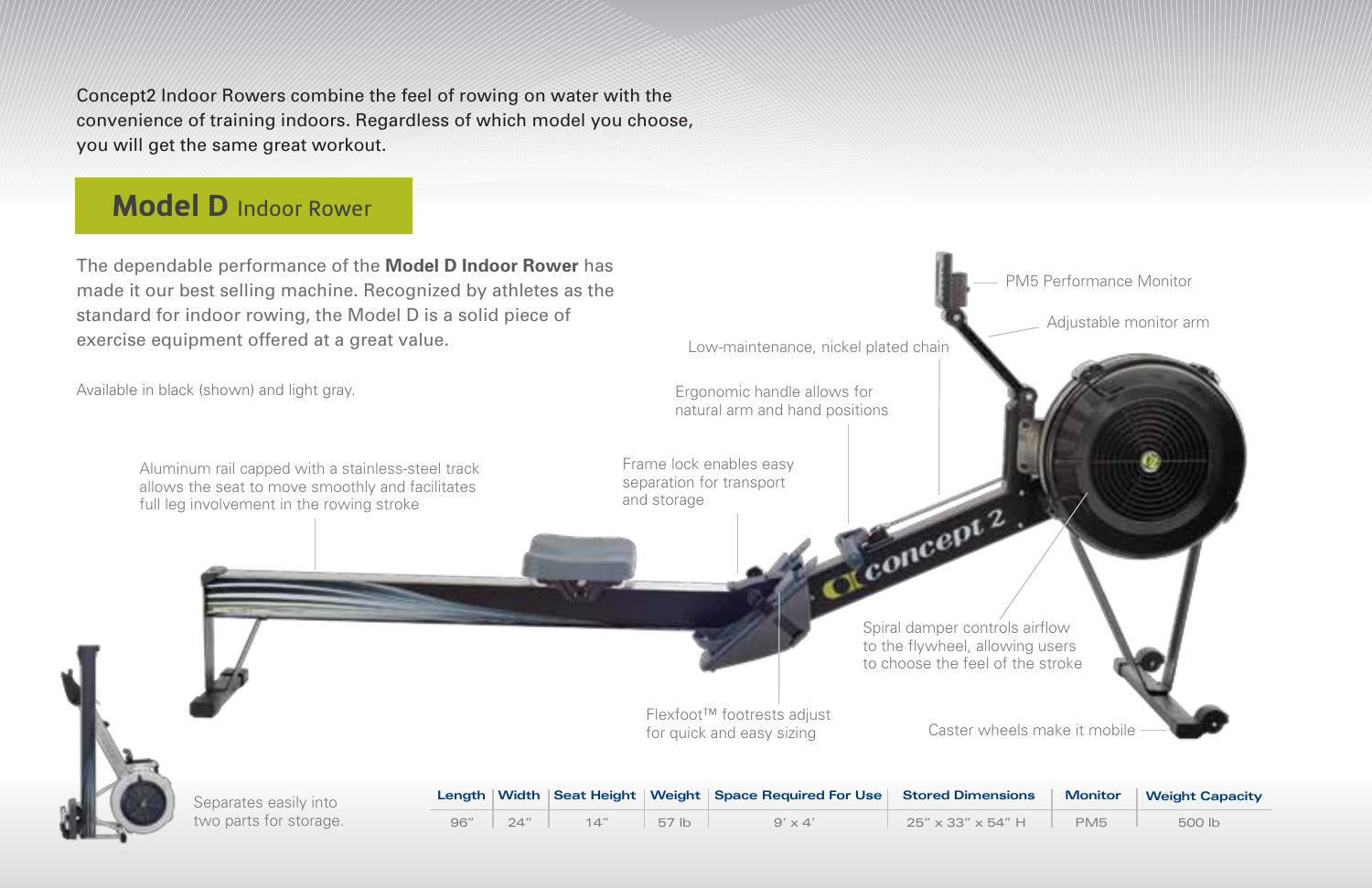Concept2 Indoor Rowers combine the feel of rowing on water with the convenience of training indoors. Regardless of which model you choose, you will get the same great workout.

## Model D Indoor Rower

The dependable performance of the **Model D Indoor Rower** has made it our best selling machine. Recognized by athletes as the standard for indoor rowing, the Model D is a solid piece of exercise equipment offered at a great value.

Available in black (shown) and light gray.

PM5 Performance Monitor

Adjustable monitor arm

Low-maintenance, nickel plated chain

Ergonomic handle allows for natural arm and hand positions

Frame lock enables easy separation for transport and storage

Aluminum rail capped with a stainless-steel track allows the seat to move smoothly and facilitates full leg involvement in the rowing stroke

Spiral damper controls airflow to the flywheel, allowing users to choose the feel of the stroke

Flexfoot™ footrests adjust for quick and easy sizing

Caster wheels make it mobile

Separates easily into two parts for storage.

| Length | Width | Seat Height | Weight | Space Required For Use | Stored Dimensions | Monitor | Weight Capacity |
| --- | --- | --- | --- | --- | --- | --- | --- |
| 96″ | 24″ | 14″ | 57 lb | 9′ x 4′ | 25″ x 33″ x 54″ H | PM5 | 500 lb |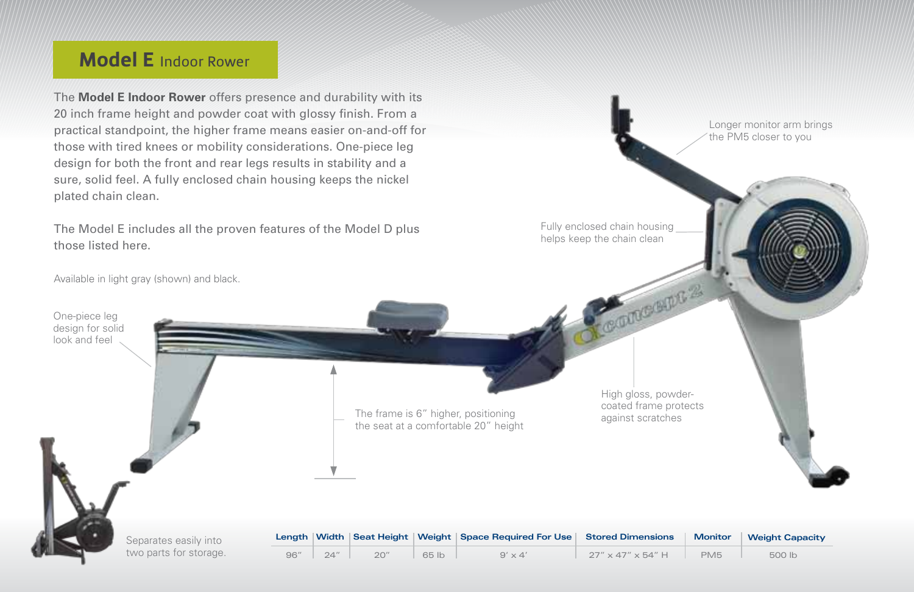## **Model E** Indoor Rower

The **Model E Indoor Rower** offers presence and durability with its 20 inch frame height and powder coat with glossy finish. From a practical standpoint, the higher frame means easier on-and-off for those with tired knees or mobility considerations. One-piece leg design for both the front and rear legs results in stability and a sure, solid feel. A fully enclosed chain housing keeps the nickel plated chain clean.

The Model E includes all the proven features of the Model D plus those listed here.

Available in light gray (shown) and black.

Longer monitor arm brings the PM5 closer to you

Fully enclosed chain housing helps keep the chain clean

One-piece leg design for solid look and feel

The frame is 6" higher, positioning the seat at a comfortable 20" height

High gloss, powder-coated frame protects against scratches

Separates easily into two parts for storage.

| Length | Width | Seat Height | Weight | Space Required For Use | Stored Dimensions | Monitor | Weight Capacity |
|---|---|---|---|---|---|---|---|
| 96" | 24" | 20" | 65 lb | 9' x 4' | 27" x 47" x 54" H | PM5 | 500 lb |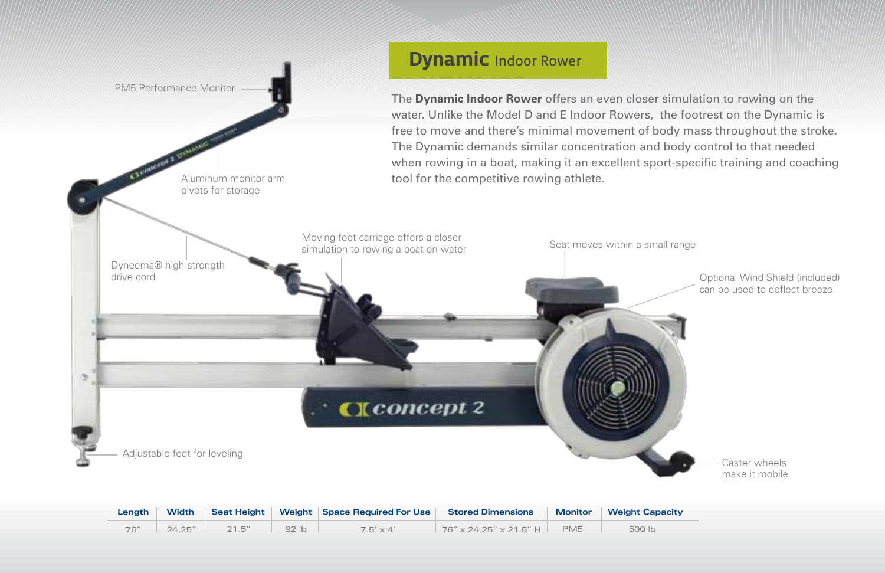# Dynamic Indoor Rower

The **Dynamic Indoor Rower** offers an even closer simulation to rowing on the water. Unlike the Model D and E Indoor Rowers, the footrest on the Dynamic is free to move and there's minimal movement of body mass throughout the stroke. The Dynamic demands similar concentration and body control to that needed when rowing in a boat, making it an excellent sport-specific training and coaching tool for the competitive rowing athlete.

PM5 Performance Monitor

Aluminum monitor arm pivots for storage

Dyneema® high-strength drive cord

Moving foot carriage offers a closer simulation to rowing a boat on water

Seat moves within a small range

Optional Wind Shield (included) can be used to deflect breeze

Adjustable feet for leveling

Caster wheels make it mobile

| Length | Width | Seat Height | Weight | Space Required For Use | Stored Dimensions | Monitor | Weight Capacity |
|---|---|---|---|---|---|---|---|
| 76" | 24.25" | 21.5" | 92 lb | 7.5' x 4' | 76" x 24.25" x 21.5" H | PM5 | 500 lb |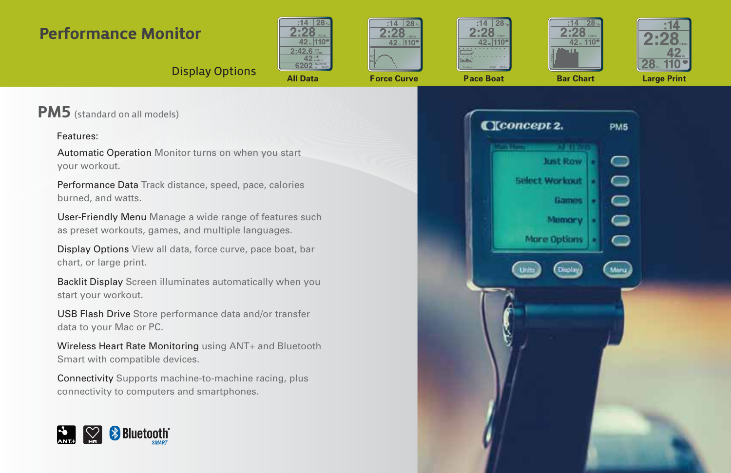# Performance Monitor

## Display Options

All Data | Force Curve | Pace Boat | Bar Chart | Large Print

## PM5 (standard on all models)

Features:

**Automatic Operation** Monitor turns on when you start your workout.

**Performance Data** Track distance, speed, pace, calories burned, and watts.

**User-Friendly Menu** Manage a wide range of features such as preset workouts, games, and multiple languages.

**Display Options** View all data, force curve, pace boat, bar chart, or large print.

**Backlit Display** Screen illuminates automatically when you start your workout.

**USB Flash Drive** Store performance data and/or transfer data to your Mac or PC.

**Wireless Heart Rate Monitoring** using ANT+ and Bluetooth Smart with compatible devices.

**Connectivity** Supports machine-to-machine racing, plus connectivity to computers and smartphones.

ANT+ HR Bluetooth SMART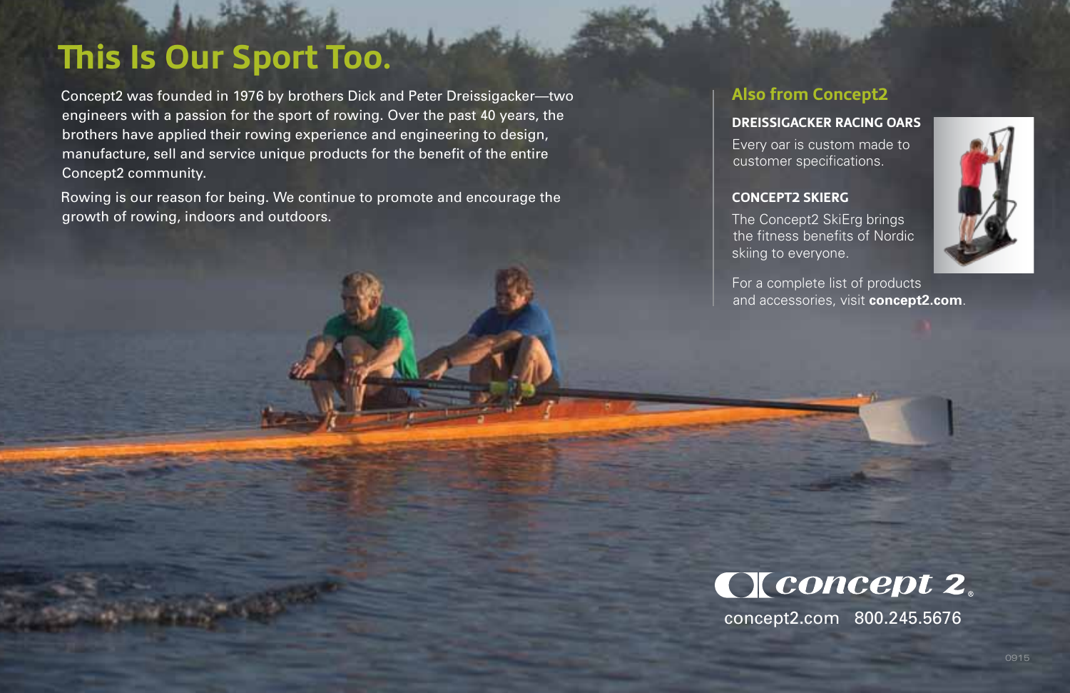# This Is Our Sport Too.

Concept2 was founded in 1976 by brothers Dick and Peter Dreissigacker—two engineers with a passion for the sport of rowing. Over the past 40 years, the brothers have applied their rowing experience and engineering to design, manufacture, sell and service unique products for the benefit of the entire Concept2 community.

Rowing is our reason for being. We continue to promote and encourage the growth of rowing, indoors and outdoors.

## Also from Concept2

**DREISSIGACKER RACING OARS**

Every oar is custom made to customer specifications.

**CONCEPT2 SKIERG**

The Concept2 SkiErg brings the fitness benefits of Nordic skiing to everyone.

For a complete list of products and accessories, visit **concept2.com**.

concept2.com 800.245.5676

0915